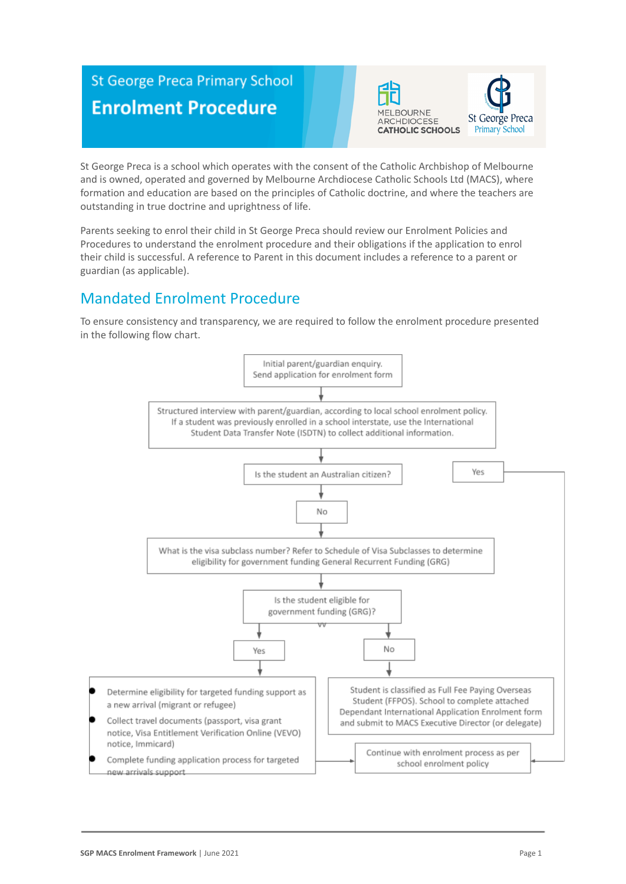# St George Preca Primary School

# Enrolment Procedure

St George Preca is a school which operates with the consent of the Catholic Archbishop of Melbourne and is owned, operated and governed by Melbourne Archdiocese Catholic Schools Ltd (MACS), where formation and education are based on the principles of Catholic doctrine, and where the teachers are outstanding in true doctrine and uprightness of life.

Parents seeking to enrol their child in St George Preca should review our Enrolment Policies and Procedures to understand the enrolment procedure and their obligations if the application to enrol their child is successful. A reference to Parent in this document includes a reference to a parent or guardian (as applicable).

## Mandated Enrolment Procedure

To ensure consistency and transparency, we are required to follow the enrolment procedure presented in the following flow chart.

Initial parent/guardian enquiry. Send application for enrolment form

↓

Structured interview with parent/guardian, according to local school enrolment policy. If a student was previously enrolled in a school interstate, use the International Student Data Transfer Note (ISDTN) to collect additional information.

↓

Is the student an Australian citizen?

- Yes → Continue with enrolment process as per school enrolment policy
- No ↓

What is the visa subclass number? Refer to Schedule of Visa Subclasses to determine eligibility for government funding General Recurrent Funding (GRG)

↓

Is the student eligible for government funding (GRG)?

- Yes →
  - Determine eligibility for targeted funding support as a new arrival (migrant or refugee)
  - Collect travel documents (passport, visa grant notice, Visa Entitlement Verification Online (VEVO) notice, Immicard)
  - Complete funding application process for targeted new arrivals support

  → Continue with enrolment process as per school enrolment policy
- No → Student is classified as Full Fee Paying Overseas Student (FFPOS). School to complete attached Dependant International Application Enrolment form and submit to MACS Executive Director (or delegate)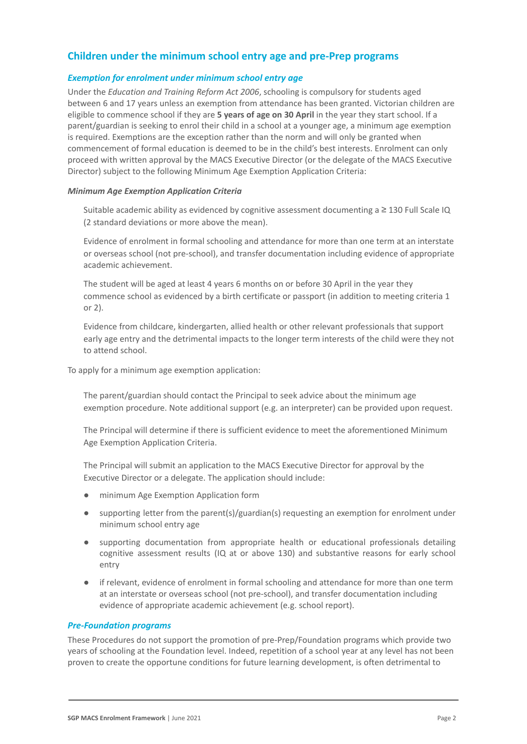## Children under the minimum school entry age and pre-Prep programs

### *Exemption for enrolment under minimum school entry age*

Under the *Education and Training Reform Act 2006*, schooling is compulsory for students aged between 6 and 17 years unless an exemption from attendance has been granted. Victorian children are eligible to commence school if they are **5 years of age on 30 April** in the year they start school. If a parent/guardian is seeking to enrol their child in a school at a younger age, a minimum age exemption is required. Exemptions are the exception rather than the norm and will only be granted when commencement of formal education is deemed to be in the child's best interests. Enrolment can only proceed with written approval by the MACS Executive Director (or the delegate of the MACS Executive Director) subject to the following Minimum Age Exemption Application Criteria:

***Minimum Age Exemption Application Criteria***

Suitable academic ability as evidenced by cognitive assessment documenting a ≥ 130 Full Scale IQ (2 standard deviations or more above the mean).

Evidence of enrolment in formal schooling and attendance for more than one term at an interstate or overseas school (not pre-school), and transfer documentation including evidence of appropriate academic achievement.

The student will be aged at least 4 years 6 months on or before 30 April in the year they commence school as evidenced by a birth certificate or passport (in addition to meeting criteria 1 or 2).

Evidence from childcare, kindergarten, allied health or other relevant professionals that support early age entry and the detrimental impacts to the longer term interests of the child were they not to attend school.

To apply for a minimum age exemption application:

The parent/guardian should contact the Principal to seek advice about the minimum age exemption procedure. Note additional support (e.g. an interpreter) can be provided upon request.

The Principal will determine if there is sufficient evidence to meet the aforementioned Minimum Age Exemption Application Criteria.

The Principal will submit an application to the MACS Executive Director for approval by the Executive Director or a delegate. The application should include:

- minimum Age Exemption Application form
- supporting letter from the parent(s)/guardian(s) requesting an exemption for enrolment under minimum school entry age
- supporting documentation from appropriate health or educational professionals detailing cognitive assessment results (IQ at or above 130) and substantive reasons for early school entry
- if relevant, evidence of enrolment in formal schooling and attendance for more than one term at an interstate or overseas school (not pre-school), and transfer documentation including evidence of appropriate academic achievement (e.g. school report).

### *Pre-Foundation programs*

These Procedures do not support the promotion of pre-Prep/Foundation programs which provide two years of schooling at the Foundation level. Indeed, repetition of a school year at any level has not been proven to create the opportune conditions for future learning development, is often detrimental to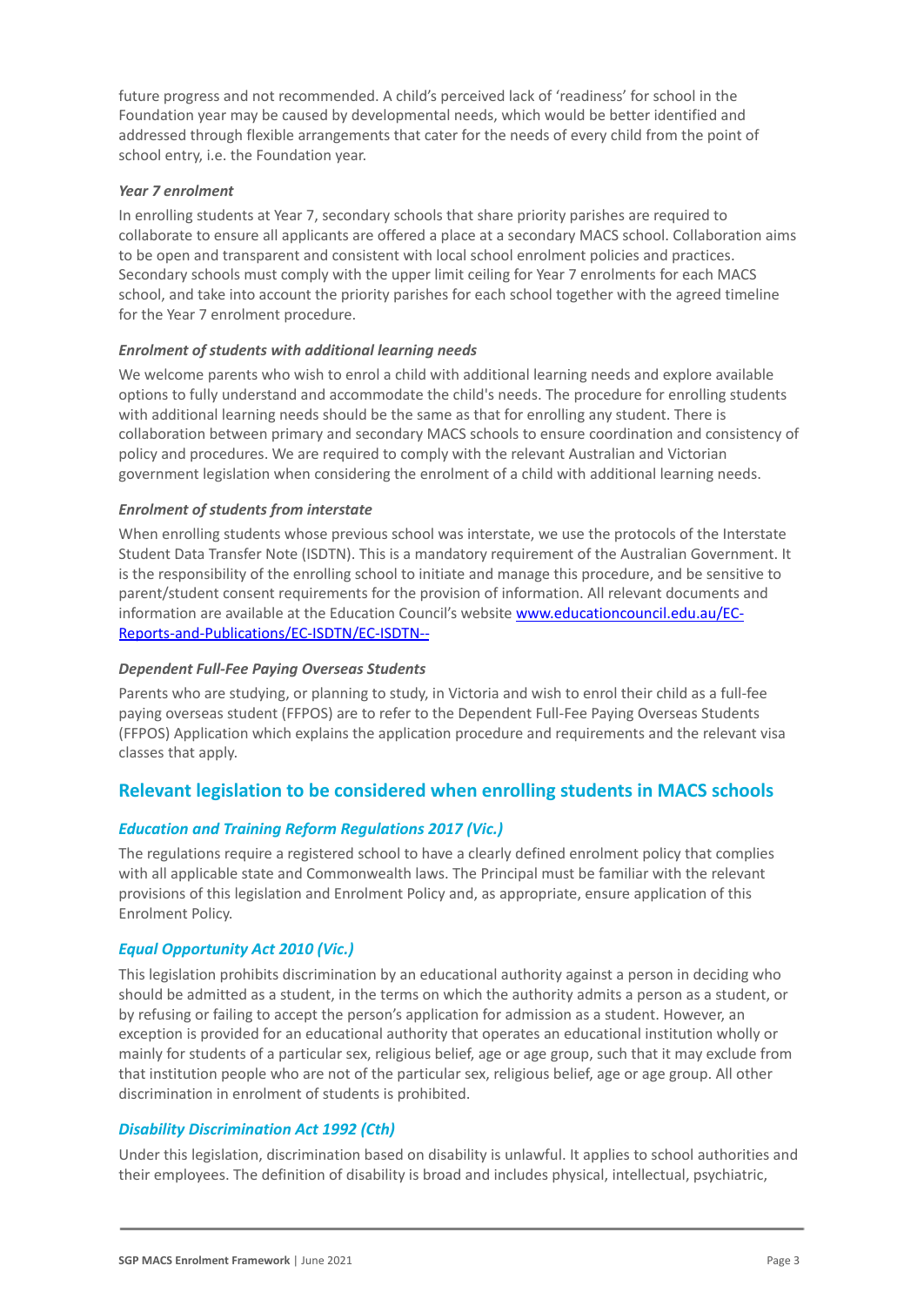future progress and not recommended. A child's perceived lack of 'readiness' for school in the Foundation year may be caused by developmental needs, which would be better identified and addressed through flexible arrangements that cater for the needs of every child from the point of school entry, i.e. the Foundation year.

***Year 7 enrolment***

In enrolling students at Year 7, secondary schools that share priority parishes are required to collaborate to ensure all applicants are offered a place at a secondary MACS school. Collaboration aims to be open and transparent and consistent with local school enrolment policies and practices. Secondary schools must comply with the upper limit ceiling for Year 7 enrolments for each MACS school, and take into account the priority parishes for each school together with the agreed timeline for the Year 7 enrolment procedure.

***Enrolment of students with additional learning needs***

We welcome parents who wish to enrol a child with additional learning needs and explore available options to fully understand and accommodate the child's needs. The procedure for enrolling students with additional learning needs should be the same as that for enrolling any student. There is collaboration between primary and secondary MACS schools to ensure coordination and consistency of policy and procedures. We are required to comply with the relevant Australian and Victorian government legislation when considering the enrolment of a child with additional learning needs.

***Enrolment of students from interstate***

When enrolling students whose previous school was interstate, we use the protocols of the Interstate Student Data Transfer Note (ISDTN). This is a mandatory requirement of the Australian Government. It is the responsibility of the enrolling school to initiate and manage this procedure, and be sensitive to parent/student consent requirements for the provision of information. All relevant documents and information are available at the Education Council's website [www.educationcouncil.edu.au/EC-Reports-and-Publications/EC-ISDTN/EC-ISDTN--](www.educationcouncil.edu.au/EC-Reports-and-Publications/EC-ISDTN/EC-ISDTN--)

***Dependent Full-Fee Paying Overseas Students***

Parents who are studying, or planning to study, in Victoria and wish to enrol their child as a full-fee paying overseas student (FFPOS) are to refer to the Dependent Full-Fee Paying Overseas Students (FFPOS) Application which explains the application procedure and requirements and the relevant visa classes that apply.

## Relevant legislation to be considered when enrolling students in MACS schools

### *Education and Training Reform Regulations 2017 (Vic.)*

The regulations require a registered school to have a clearly defined enrolment policy that complies with all applicable state and Commonwealth laws. The Principal must be familiar with the relevant provisions of this legislation and Enrolment Policy and, as appropriate, ensure application of this Enrolment Policy.

### *Equal Opportunity Act 2010 (Vic.)*

This legislation prohibits discrimination by an educational authority against a person in deciding who should be admitted as a student, in the terms on which the authority admits a person as a student, or by refusing or failing to accept the person's application for admission as a student. However, an exception is provided for an educational authority that operates an educational institution wholly or mainly for students of a particular sex, religious belief, age or age group, such that it may exclude from that institution people who are not of the particular sex, religious belief, age or age group. All other discrimination in enrolment of students is prohibited.

### *Disability Discrimination Act 1992 (Cth)*

Under this legislation, discrimination based on disability is unlawful. It applies to school authorities and their employees. The definition of disability is broad and includes physical, intellectual, psychiatric,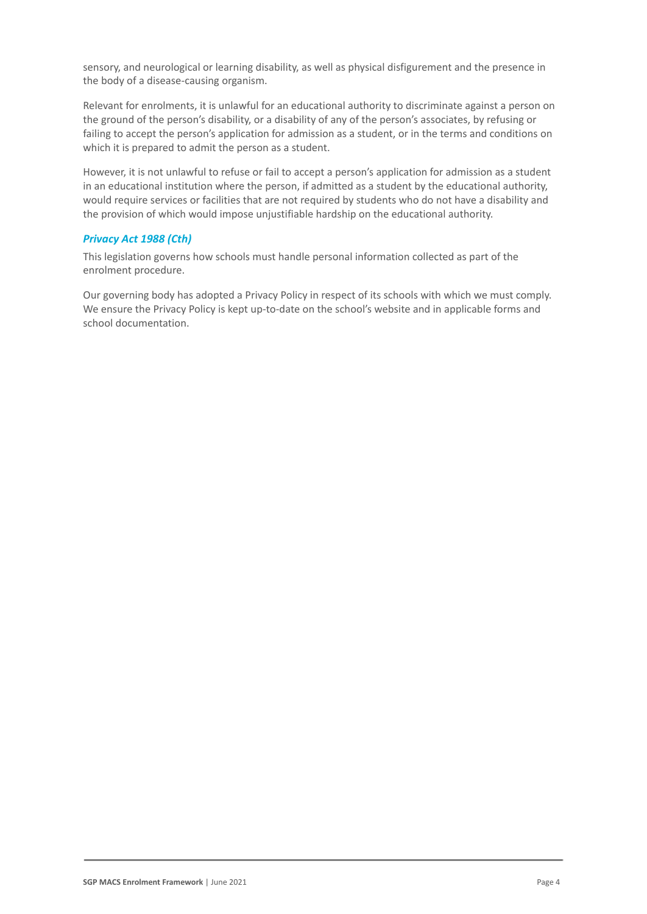sensory, and neurological or learning disability, as well as physical disfigurement and the presence in the body of a disease-causing organism.

Relevant for enrolments, it is unlawful for an educational authority to discriminate against a person on the ground of the person's disability, or a disability of any of the person's associates, by refusing or failing to accept the person's application for admission as a student, or in the terms and conditions on which it is prepared to admit the person as a student.

However, it is not unlawful to refuse or fail to accept a person's application for admission as a student in an educational institution where the person, if admitted as a student by the educational authority, would require services or facilities that are not required by students who do not have a disability and the provision of which would impose unjustifiable hardship on the educational authority.

### *Privacy Act 1988 (Cth)*

This legislation governs how schools must handle personal information collected as part of the enrolment procedure.

Our governing body has adopted a Privacy Policy in respect of its schools with which we must comply. We ensure the Privacy Policy is kept up-to-date on the school's website and in applicable forms and school documentation.